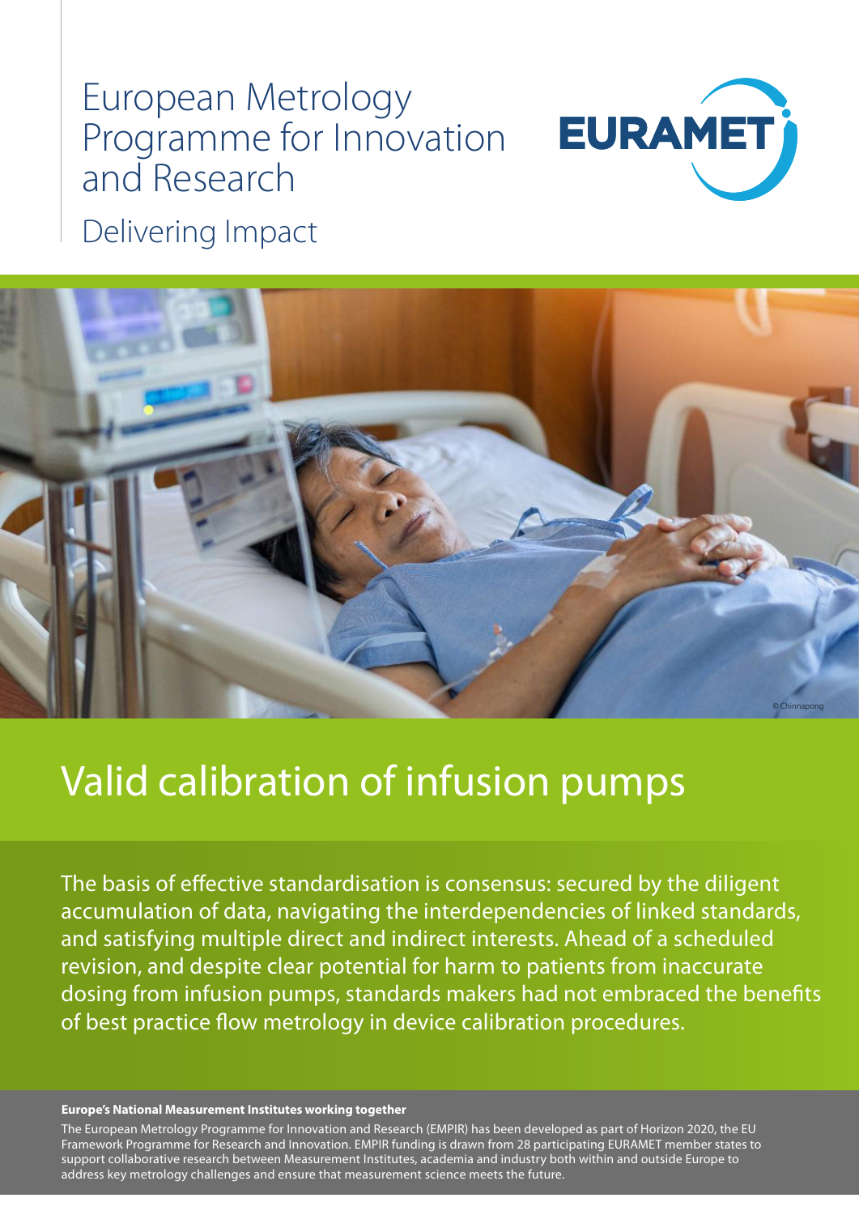# European Metrology Programme for Innovation and Research

Delivering Impact

© Chinnapong

## Valid calibration of infusion pumps

The basis of effective standardisation is consensus: secured by the diligent accumulation of data, navigating the interdependencies of linked standards, and satisfying multiple direct and indirect interests. Ahead of a scheduled revision, and despite clear potential for harm to patients from inaccurate dosing from infusion pumps, standards makers had not embraced the benefits of best practice flow metrology in device calibration procedures.

**Europe's National Measurement Institutes working together**

The European Metrology Programme for Innovation and Research (EMPIR) has been developed as part of Horizon 2020, the EU Framework Programme for Research and Innovation. EMPIR funding is drawn from 28 participating EURAMET member states to support collaborative research between Measurement Institutes, academia and industry both within and outside Europe to address key metrology challenges and ensure that measurement science meets the future.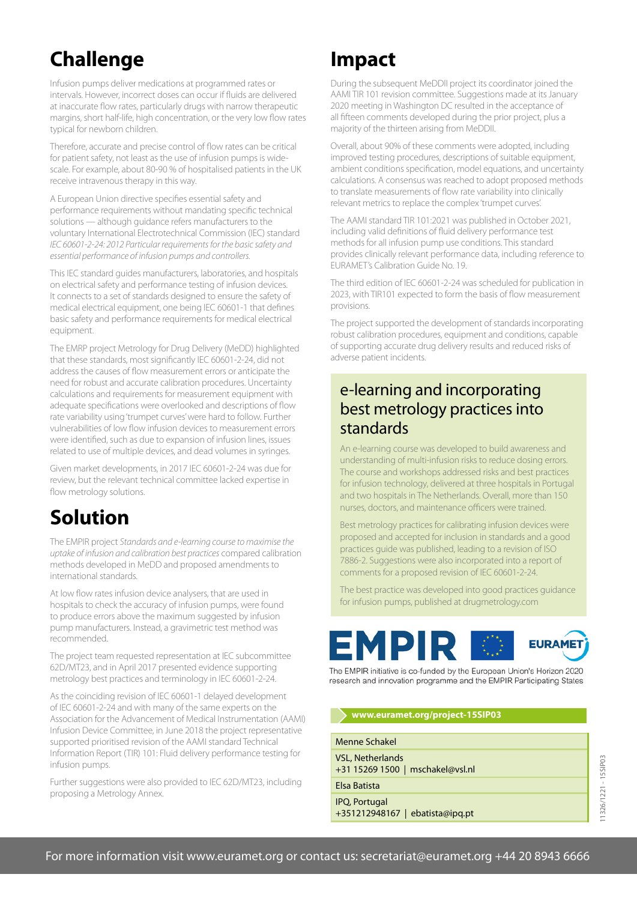# Challenge

Infusion pumps deliver medications at programmed rates or intervals. However, incorrect doses can occur if fluids are delivered at inaccurate flow rates, particularly drugs with narrow therapeutic margins, short half-life, high concentration, or the very low flow rates typical for newborn children.

Therefore, accurate and precise control of flow rates can be critical for patient safety, not least as the use of infusion pumps is wide-scale. For example, about 80-90 % of hospitalised patients in the UK receive intravenous therapy in this way.

A European Union directive specifies essential safety and performance requirements without mandating specific technical solutions — although guidance refers manufacturers to the voluntary International Electrotechnical Commission (IEC) standard *IEC 60601-2-24: 2012 Particular requirements for the basic safety and essential performance of infusion pumps and controllers.*

This IEC standard guides manufacturers, laboratories, and hospitals on electrical safety and performance testing of infusion devices. It connects to a set of standards designed to ensure the safety of medical electrical equipment, one being IEC 60601-1 that defines basic safety and performance requirements for medical electrical equipment.

The EMRP project Metrology for Drug Delivery (MeDD) highlighted that these standards, most significantly IEC 60601-2-24, did not address the causes of flow measurement errors or anticipate the need for robust and accurate calibration procedures. Uncertainty calculations and requirements for measurement equipment with adequate specifications were overlooked and descriptions of flow rate variability using 'trumpet curves' were hard to follow. Further vulnerabilities of low flow infusion devices to measurement errors were identified, such as due to expansion of infusion lines, issues related to use of multiple devices, and dead volumes in syringes.

Given market developments, in 2017 IEC 60601-2-24 was due for review, but the relevant technical committee lacked expertise in flow metrology solutions.

# Solution

The EMPIR project *Standards and e-learning course to maximise the uptake of infusion and calibration best practices* compared calibration methods developed in MeDD and proposed amendments to international standards.

At low flow rates infusion device analysers, that are used in hospitals to check the accuracy of infusion pumps, were found to produce errors above the maximum suggested by infusion pump manufacturers. Instead, a gravimetric test method was recommended.

The project team requested representation at IEC subcommittee 62D/MT23, and in April 2017 presented evidence supporting metrology best practices and terminology in IEC 60601-2-24.

As the coinciding revision of IEC 60601-1 delayed development of IEC 60601-2-24 and with many of the same experts on the Association for the Advancement of Medical Instrumentation (AAMI) Infusion Device Committee, in June 2018 the project representative supported prioritised revision of the AAMI standard Technical Information Report (TIR) 101: Fluid delivery performance testing for infusion pumps.

Further suggestions were also provided to IEC 62D/MT23, including proposing a Metrology Annex.

# Impact

During the subsequent MeDDII project its coordinator joined the AAMI TIR 101 revision committee. Suggestions made at its January 2020 meeting in Washington DC resulted in the acceptance of all fifteen comments developed during the prior project, plus a majority of the thirteen arising from MeDDII.

Overall, about 90% of these comments were adopted, including improved testing procedures, descriptions of suitable equipment, ambient conditions specification, model equations, and uncertainty calculations. A consensus was reached to adopt proposed methods to translate measurements of flow rate variability into clinically relevant metrics to replace the complex 'trumpet curves'.

The AAMI standard TIR 101:2021 was published in October 2021, including valid definitions of fluid delivery performance test methods for all infusion pump use conditions. This standard provides clinically relevant performance data, including reference to EURAMET's Calibration Guide No. 19.

The third edition of IEC 60601-2-24 was scheduled for publication in 2023, with TIR101 expected to form the basis of flow measurement provisions.

The project supported the development of standards incorporating robust calibration procedures, equipment and conditions, capable of supporting accurate drug delivery results and reduced risks of adverse patient incidents.

## e-learning and incorporating best metrology practices into standards

An e-learning course was developed to build awareness and understanding of multi-infusion risks to reduce dosing errors. The course and workshops addressed risks and best practices for infusion technology, delivered at three hospitals in Portugal and two hospitals in The Netherlands. Overall, more than 150 nurses, doctors, and maintenance officers were trained.

Best metrology practices for calibrating infusion devices were proposed and accepted for inclusion in standards and a good practices guide was published, leading to a revision of ISO 7886-2. Suggestions were also incorporated into a report of comments for a proposed revision of IEC 60601-2-24.

The best practice was developed into good practices guidance for infusion pumps, published at drugmetrology.com

The EMPIR initiative is co-funded by the European Union's Horizon 2020 research and innovation programme and the EMPIR Participating States

**www.euramet.org/project-15SIP03**

Menne Schakel
VSL, Netherlands
+31 15269 1500 | mschakel@vsl.nl

Elsa Batista
IPQ, Portugal
+351212948167 | ebatista@ipq.pt

11326/1221 - 15SIP03

For more information visit www.euramet.org or contact us: secretariat@euramet.org +44 20 8943 6666